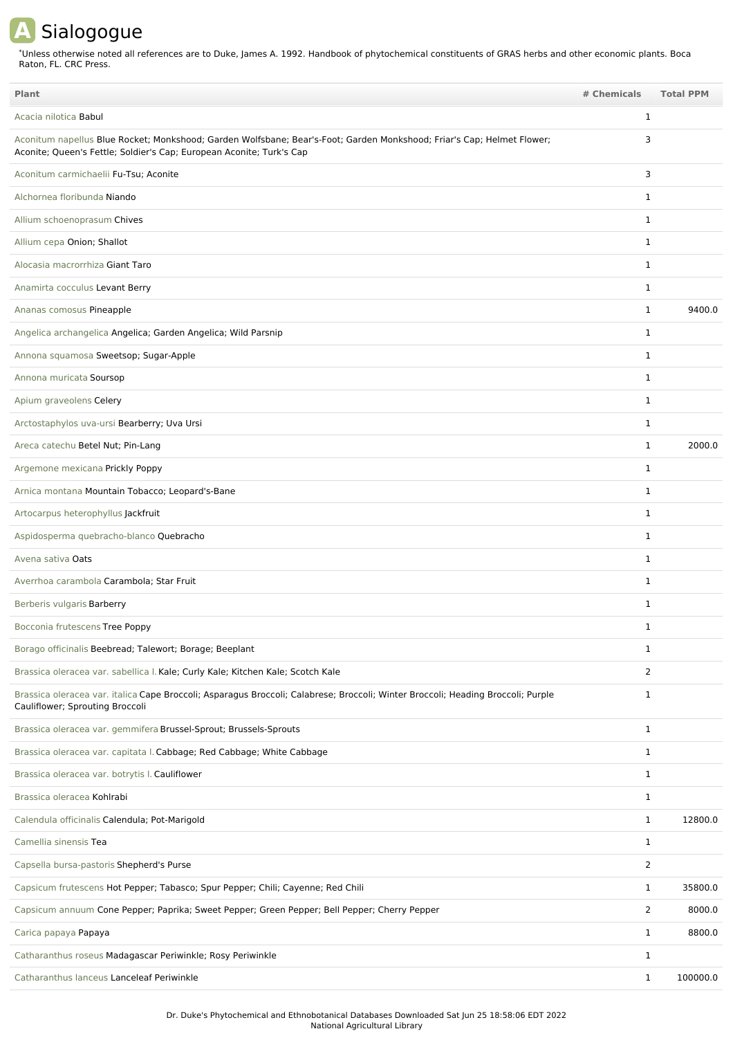# Sialogogue

*Unless otherwise noted all references are to Duke, James A. 1992. Handbook of phytochemical constituents of GRAS herbs and other economic plants. Boca Raton, FL. CRC Press.

| Plant | # Chemicals | Total PPM |
|---|---|---|
| Acacia nilotica Babul | 1 | |
| Aconitum napellus Blue Rocket; Monkshood; Garden Wolfsbane; Bear's-Foot; Garden Monkshood; Friar's Cap; Helmet Flower; Aconite; Queen's Fettle; Soldier's Cap; European Aconite; Turk's Cap | 3 | |
| Aconitum carmichaelii Fu-Tsu; Aconite | 3 | |
| Alchornea floribunda Niando | 1 | |
| Allium schoenoprasum Chives | 1 | |
| Allium cepa Onion; Shallot | 1 | |
| Alocasia macrorrhiza Giant Taro | 1 | |
| Anamirta cocculus Levant Berry | 1 | |
| Ananas comosus Pineapple | 1 | 9400.0 |
| Angelica archangelica Angelica; Garden Angelica; Wild Parsnip | 1 | |
| Annona squamosa Sweetsop; Sugar-Apple | 1 | |
| Annona muricata Soursop | 1 | |
| Apium graveolens Celery | 1 | |
| Arctostaphylos uva-ursi Bearberry; Uva Ursi | 1 | |
| Areca catechu Betel Nut; Pin-Lang | 1 | 2000.0 |
| Argemone mexicana Prickly Poppy | 1 | |
| Arnica montana Mountain Tobacco; Leopard's-Bane | 1 | |
| Artocarpus heterophyllus Jackfruit | 1 | |
| Aspidosperma quebracho-blanco Quebracho | 1 | |
| Avena sativa Oats | 1 | |
| Averrhoa carambola Carambola; Star Fruit | 1 | |
| Berberis vulgaris Barberry | 1 | |
| Bocconia frutescens Tree Poppy | 1 | |
| Borago officinalis Beebread; Talewort; Borage; Beeplant | 1 | |
| Brassica oleracea var. sabellica l. Kale; Curly Kale; Kitchen Kale; Scotch Kale | 2 | |
| Brassica oleracea var. italica Cape Broccoli; Asparagus Broccoli; Calabrese; Broccoli; Winter Broccoli; Heading Broccoli; Purple Cauliflower; Sprouting Broccoli | 1 | |
| Brassica oleracea var. gemmifera Brussel-Sprout; Brussels-Sprouts | 1 | |
| Brassica oleracea var. capitata l. Cabbage; Red Cabbage; White Cabbage | 1 | |
| Brassica oleracea var. botrytis l. Cauliflower | 1 | |
| Brassica oleracea Kohlrabi | 1 | |
| Calendula officinalis Calendula; Pot-Marigold | 1 | 12800.0 |
| Camellia sinensis Tea | 1 | |
| Capsella bursa-pastoris Shepherd's Purse | 2 | |
| Capsicum frutescens Hot Pepper; Tabasco; Spur Pepper; Chili; Cayenne; Red Chili | 1 | 35800.0 |
| Capsicum annuum Cone Pepper; Paprika; Sweet Pepper; Green Pepper; Bell Pepper; Cherry Pepper | 2 | 8000.0 |
| Carica papaya Papaya | 1 | 8800.0 |
| Catharanthus roseus Madagascar Periwinkle; Rosy Periwinkle | 1 | |
| Catharanthus lanceus Lanceleaf Periwinkle | 1 | 100000.0 |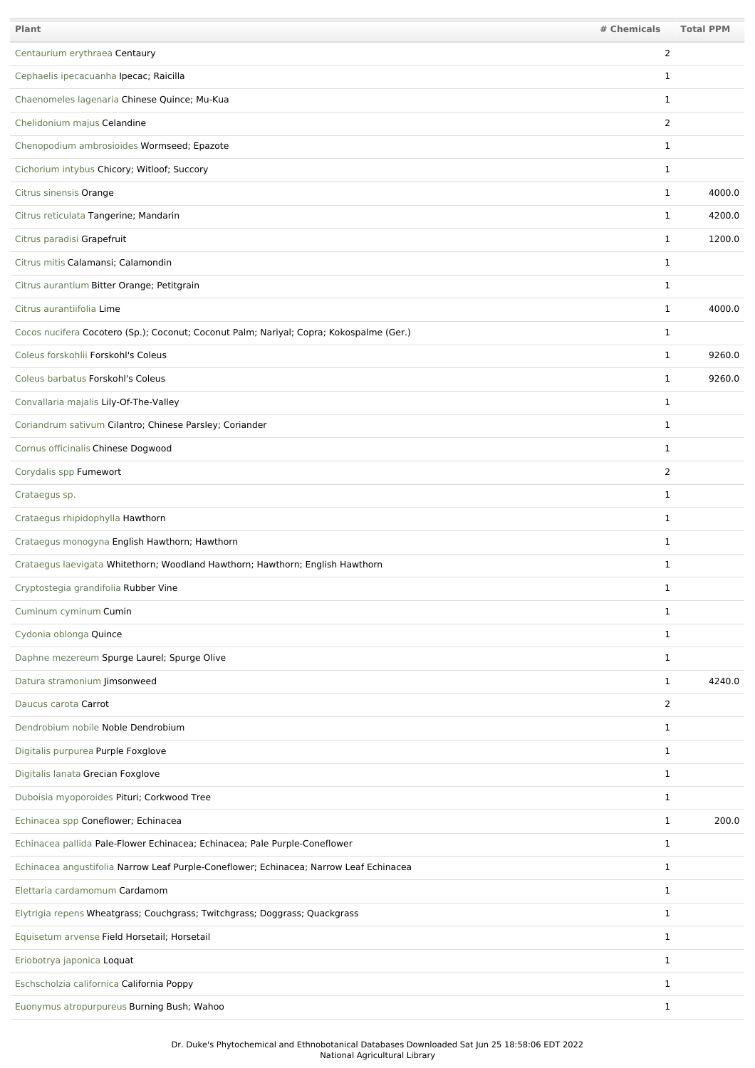| Plant | # Chemicals | Total PPM |
| --- | --- | --- |
| Centaurium erythraea Centaury | 2 | |
| Cephaelis ipecacuanha Ipecac; Raicilla | 1 | |
| Chaenomeles lagenaria Chinese Quince; Mu-Kua | 1 | |
| Chelidonium majus Celandine | 2 | |
| Chenopodium ambrosioides Wormseed; Epazote | 1 | |
| Cichorium intybus Chicory; Witloof; Succory | 1 | |
| Citrus sinensis Orange | 1 | 4000.0 |
| Citrus reticulata Tangerine; Mandarin | 1 | 4200.0 |
| Citrus paradisi Grapefruit | 1 | 1200.0 |
| Citrus mitis Calamansi; Calamondin | 1 | |
| Citrus aurantium Bitter Orange; Petitgrain | 1 | |
| Citrus aurantiifolia Lime | 1 | 4000.0 |
| Cocos nucifera Cocotero (Sp.); Coconut; Coconut Palm; Nariyal; Copra; Kokospalme (Ger.) | 1 | |
| Coleus forskohlii Forskohl's Coleus | 1 | 9260.0 |
| Coleus barbatus Forskohl's Coleus | 1 | 9260.0 |
| Convallaria majalis Lily-Of-The-Valley | 1 | |
| Coriandrum sativum Cilantro; Chinese Parsley; Coriander | 1 | |
| Cornus officinalis Chinese Dogwood | 1 | |
| Corydalis spp Fumewort | 2 | |
| Crataegus sp. | 1 | |
| Crataegus rhipidophylla Hawthorn | 1 | |
| Crataegus monogyna English Hawthorn; Hawthorn | 1 | |
| Crataegus laevigata Whitethorn; Woodland Hawthorn; Hawthorn; English Hawthorn | 1 | |
| Cryptostegia grandifolia Rubber Vine | 1 | |
| Cuminum cyminum Cumin | 1 | |
| Cydonia oblonga Quince | 1 | |
| Daphne mezereum Spurge Laurel; Spurge Olive | 1 | |
| Datura stramonium Jimsonweed | 1 | 4240.0 |
| Daucus carota Carrot | 2 | |
| Dendrobium nobile Noble Dendrobium | 1 | |
| Digitalis purpurea Purple Foxglove | 1 | |
| Digitalis lanata Grecian Foxglove | 1 | |
| Duboisia myoporoides Pituri; Corkwood Tree | 1 | |
| Echinacea spp Coneflower; Echinacea | 1 | 200.0 |
| Echinacea pallida Pale-Flower Echinacea; Echinacea; Pale Purple-Coneflower | 1 | |
| Echinacea angustifolia Narrow Leaf Purple-Coneflower; Echinacea; Narrow Leaf Echinacea | 1 | |
| Elettaria cardamomum Cardamom | 1 | |
| Elytrigia repens Wheatgrass; Couchgrass; Twitchgrass; Doggrass; Quackgrass | 1 | |
| Equisetum arvense Field Horsetail; Horsetail | 1 | |
| Eriobotrya japonica Loquat | 1 | |
| Eschscholzia californica California Poppy | 1 | |
| Euonymus atropurpureus Burning Bush; Wahoo | 1 | |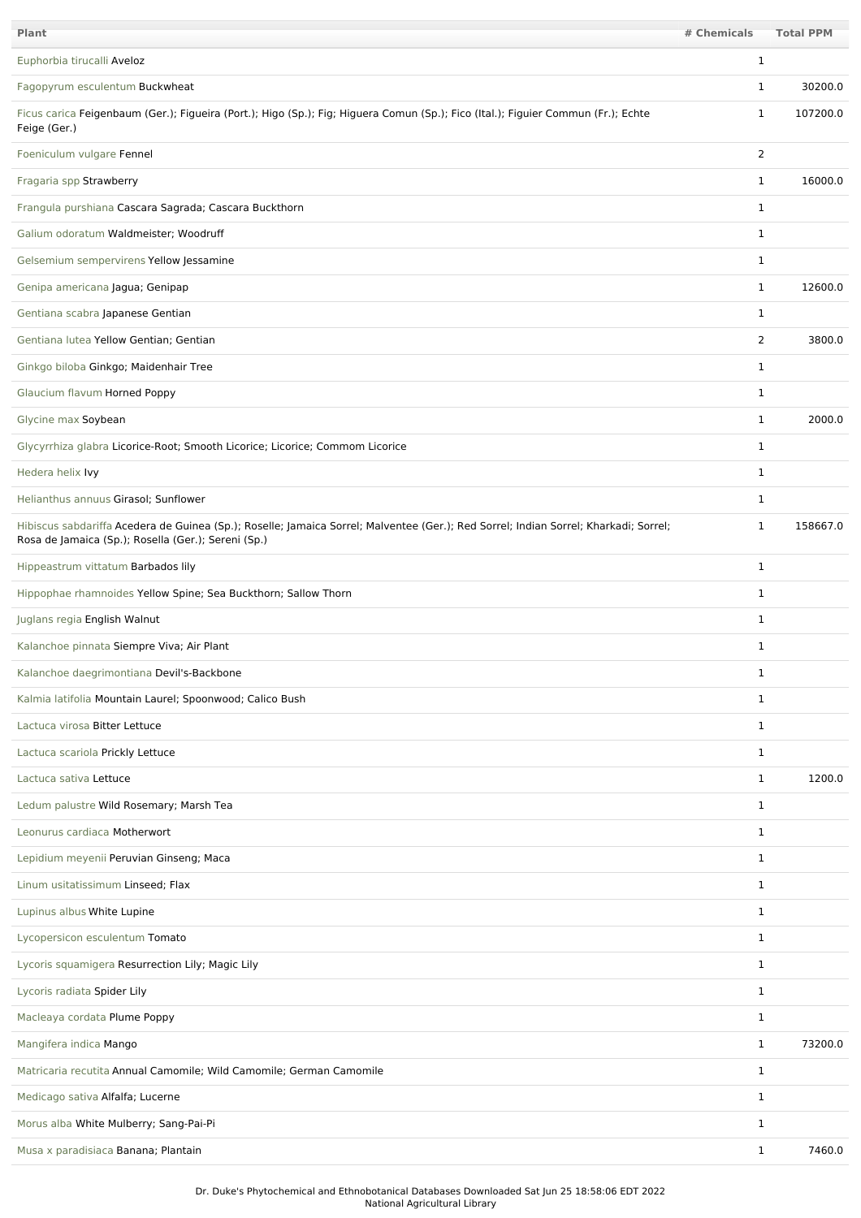| Plant | # Chemicals | Total PPM |
| --- | --- | --- |
| Euphorbia tirucalli Aveloz | 1 | |
| Fagopyrum esculentum Buckwheat | 1 | 30200.0 |
| Ficus carica Feigenbaum (Ger.); Figueira (Port.); Higo (Sp.); Fig; Higuera Comun (Sp.); Fico (Ital.); Figuier Commun (Fr.); Echte Feige (Ger.) | 1 | 107200.0 |
| Foeniculum vulgare Fennel | 2 | |
| Fragaria spp Strawberry | 1 | 16000.0 |
| Frangula purshiana Cascara Sagrada; Cascara Buckthorn | 1 | |
| Galium odoratum Waldmeister; Woodruff | 1 | |
| Gelsemium sempervirens Yellow Jessamine | 1 | |
| Genipa americana Jagua; Genipap | 1 | 12600.0 |
| Gentiana scabra Japanese Gentian | 1 | |
| Gentiana lutea Yellow Gentian; Gentian | 2 | 3800.0 |
| Ginkgo biloba Ginkgo; Maidenhair Tree | 1 | |
| Glaucium flavum Horned Poppy | 1 | |
| Glycine max Soybean | 1 | 2000.0 |
| Glycyrrhiza glabra Licorice-Root; Smooth Licorice; Licorice; Commom Licorice | 1 | |
| Hedera helix Ivy | 1 | |
| Helianthus annuus Girasol; Sunflower | 1 | |
| Hibiscus sabdariffa Acedera de Guinea (Sp.); Roselle; Jamaica Sorrel; Malventee (Ger.); Red Sorrel; Indian Sorrel; Kharkadi; Sorrel; Rosa de Jamaica (Sp.); Rosella (Ger.); Sereni (Sp.) | 1 | 158667.0 |
| Hippeastrum vittatum Barbados lily | 1 | |
| Hippophae rhamnoides Yellow Spine; Sea Buckthorn; Sallow Thorn | 1 | |
| Juglans regia English Walnut | 1 | |
| Kalanchoe pinnata Siempre Viva; Air Plant | 1 | |
| Kalanchoe daegrimontiana Devil's-Backbone | 1 | |
| Kalmia latifolia Mountain Laurel; Spoonwood; Calico Bush | 1 | |
| Lactuca virosa Bitter Lettuce | 1 | |
| Lactuca scariola Prickly Lettuce | 1 | |
| Lactuca sativa Lettuce | 1 | 1200.0 |
| Ledum palustre Wild Rosemary; Marsh Tea | 1 | |
| Leonurus cardiaca Motherwort | 1 | |
| Lepidium meyenii Peruvian Ginseng; Maca | 1 | |
| Linum usitatissimum Linseed; Flax | 1 | |
| Lupinus albus White Lupine | 1 | |
| Lycopersicon esculentum Tomato | 1 | |
| Lycoris squamigera Resurrection Lily; Magic Lily | 1 | |
| Lycoris radiata Spider Lily | 1 | |
| Macleaya cordata Plume Poppy | 1 | |
| Mangifera indica Mango | 1 | 73200.0 |
| Matricaria recutita Annual Camomile; Wild Camomile; German Camomile | 1 | |
| Medicago sativa Alfalfa; Lucerne | 1 | |
| Morus alba White Mulberry; Sang-Pai-Pi | 1 | |
| Musa x paradisiaca Banana; Plantain | 1 | 7460.0 |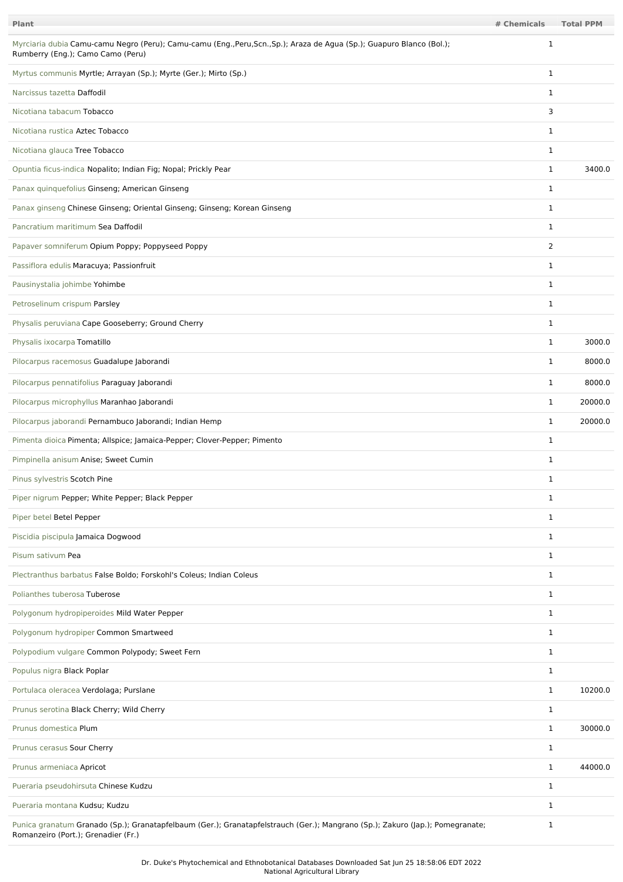| Plant | # Chemicals | Total PPM |
|---|---|---|
| Myrciaria dubia Camu-camu Negro (Peru); Camu-camu (Eng.,Peru,Scn.,Sp.); Araza de Agua (Sp.); Guapuro Blanco (Bol.); Rumberry (Eng.); Camo Camo (Peru) | 1 | |
| Myrtus communis Myrtle; Arrayan (Sp.); Myrte (Ger.); Mirto (Sp.) | 1 | |
| Narcissus tazetta Daffodil | 1 | |
| Nicotiana tabacum Tobacco | 3 | |
| Nicotiana rustica Aztec Tobacco | 1 | |
| Nicotiana glauca Tree Tobacco | 1 | |
| Opuntia ficus-indica Nopalito; Indian Fig; Nopal; Prickly Pear | 1 | 3400.0 |
| Panax quinquefolius Ginseng; American Ginseng | 1 | |
| Panax ginseng Chinese Ginseng; Oriental Ginseng; Ginseng; Korean Ginseng | 1 | |
| Pancratium maritimum Sea Daffodil | 1 | |
| Papaver somniferum Opium Poppy; Poppyseed Poppy | 2 | |
| Passiflora edulis Maracuya; Passionfruit | 1 | |
| Pausinystalia johimbe Yohimbe | 1 | |
| Petroselinum crispum Parsley | 1 | |
| Physalis peruviana Cape Gooseberry; Ground Cherry | 1 | |
| Physalis ixocarpa Tomatillo | 1 | 3000.0 |
| Pilocarpus racemosus Guadalupe Jaborandi | 1 | 8000.0 |
| Pilocarpus pennatifolius Paraguay Jaborandi | 1 | 8000.0 |
| Pilocarpus microphyllus Maranhao Jaborandi | 1 | 20000.0 |
| Pilocarpus jaborandi Pernambuco Jaborandi; Indian Hemp | 1 | 20000.0 |
| Pimenta dioica Pimenta; Allspice; Jamaica-Pepper; Clover-Pepper; Pimento | 1 | |
| Pimpinella anisum Anise; Sweet Cumin | 1 | |
| Pinus sylvestris Scotch Pine | 1 | |
| Piper nigrum Pepper; White Pepper; Black Pepper | 1 | |
| Piper betel Betel Pepper | 1 | |
| Piscidia piscipula Jamaica Dogwood | 1 | |
| Pisum sativum Pea | 1 | |
| Plectranthus barbatus False Boldo; Forskohl's Coleus; Indian Coleus | 1 | |
| Polianthes tuberosa Tuberose | 1 | |
| Polygonum hydropiperoides Mild Water Pepper | 1 | |
| Polygonum hydropiper Common Smartweed | 1 | |
| Polypodium vulgare Common Polypody; Sweet Fern | 1 | |
| Populus nigra Black Poplar | 1 | |
| Portulaca oleracea Verdolaga; Purslane | 1 | 10200.0 |
| Prunus serotina Black Cherry; Wild Cherry | 1 | |
| Prunus domestica Plum | 1 | 30000.0 |
| Prunus cerasus Sour Cherry | 1 | |
| Prunus armeniaca Apricot | 1 | 44000.0 |
| Pueraria pseudohirsuta Chinese Kudzu | 1 | |
| Pueraria montana Kudsu; Kudzu | 1 | |
| Punica granatum Granado (Sp.); Granatapfelbaum (Ger.); Granatapfelstrauch (Ger.); Mangrano (Sp.); Zakuro (Jap.); Pomegranate; Romanzeiro (Port.); Grenadier (Fr.) | 1 | |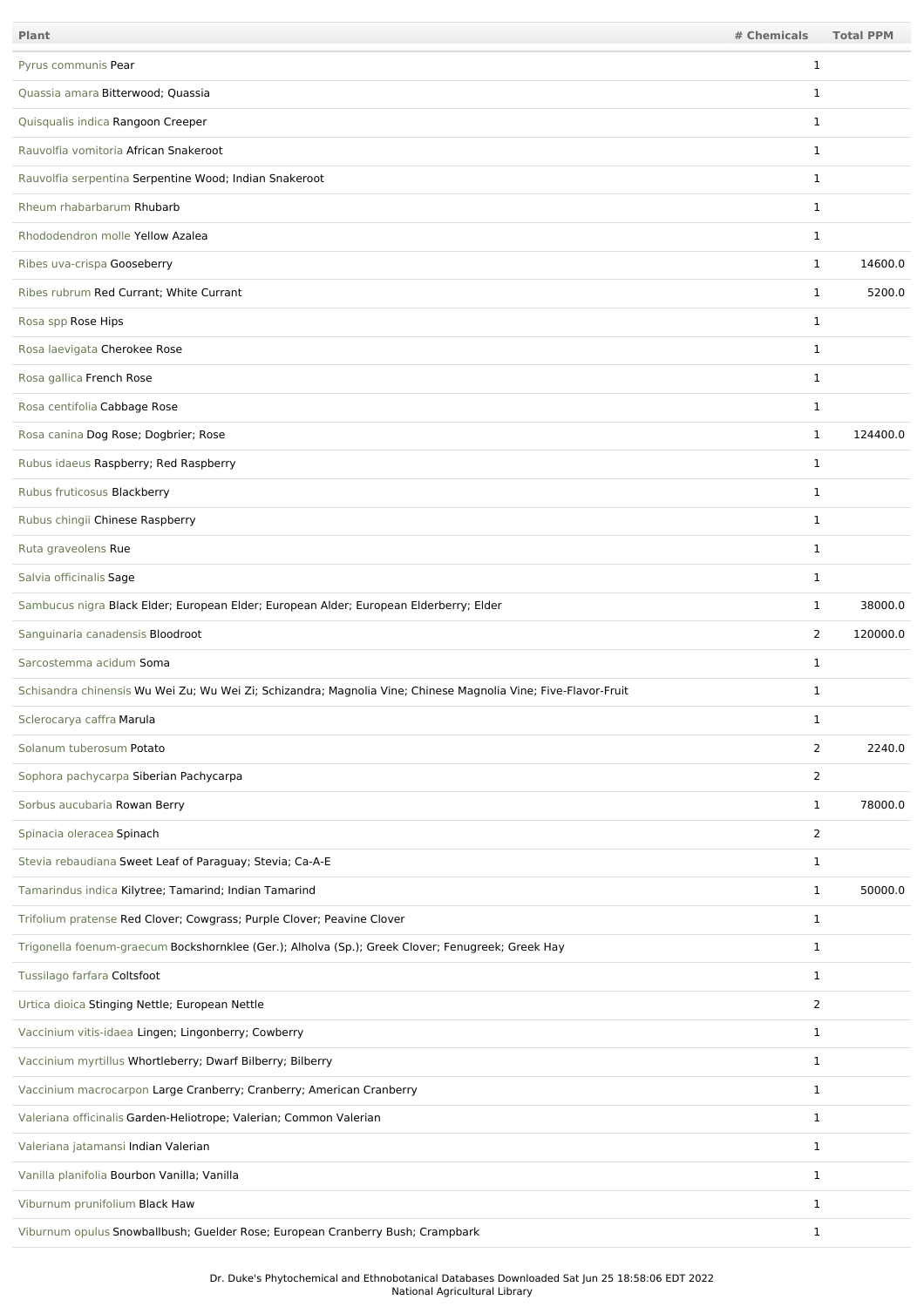| Plant | # Chemicals | Total PPM |
| --- | --- | --- |
| Pyrus communis Pear | 1 | |
| Quassia amara Bitterwood; Quassia | 1 | |
| Quisqualis indica Rangoon Creeper | 1 | |
| Rauvolfia vomitoria African Snakeroot | 1 | |
| Rauvolfia serpentina Serpentine Wood; Indian Snakeroot | 1 | |
| Rheum rhabarbarum Rhubarb | 1 | |
| Rhododendron molle Yellow Azalea | 1 | |
| Ribes uva-crispa Gooseberry | 1 | 14600.0 |
| Ribes rubrum Red Currant; White Currant | 1 | 5200.0 |
| Rosa spp Rose Hips | 1 | |
| Rosa laevigata Cherokee Rose | 1 | |
| Rosa gallica French Rose | 1 | |
| Rosa centifolia Cabbage Rose | 1 | |
| Rosa canina Dog Rose; Dogbrier; Rose | 1 | 124400.0 |
| Rubus idaeus Raspberry; Red Raspberry | 1 | |
| Rubus fruticosus Blackberry | 1 | |
| Rubus chingii Chinese Raspberry | 1 | |
| Ruta graveolens Rue | 1 | |
| Salvia officinalis Sage | 1 | |
| Sambucus nigra Black Elder; European Elder; European Alder; European Elderberry; Elder | 1 | 38000.0 |
| Sanguinaria canadensis Bloodroot | 2 | 120000.0 |
| Sarcostemma acidum Soma | 1 | |
| Schisandra chinensis Wu Wei Zu; Wu Wei Zi; Schizandra; Magnolia Vine; Chinese Magnolia Vine; Five-Flavor-Fruit | 1 | |
| Sclerocarya caffra Marula | 1 | |
| Solanum tuberosum Potato | 2 | 2240.0 |
| Sophora pachycarpa Siberian Pachycarpa | 2 | |
| Sorbus aucubaria Rowan Berry | 1 | 78000.0 |
| Spinacia oleracea Spinach | 2 | |
| Stevia rebaudiana Sweet Leaf of Paraguay; Stevia; Ca-A-E | 1 | |
| Tamarindus indica Kilytree; Tamarind; Indian Tamarind | 1 | 50000.0 |
| Trifolium pratense Red Clover; Cowgrass; Purple Clover; Peavine Clover | 1 | |
| Trigonella foenum-graecum Bockshornklee (Ger.); Alholva (Sp.); Greek Clover; Fenugreek; Greek Hay | 1 | |
| Tussilago farfara Coltsfoot | 1 | |
| Urtica dioica Stinging Nettle; European Nettle | 2 | |
| Vaccinium vitis-idaea Lingen; Lingonberry; Cowberry | 1 | |
| Vaccinium myrtillus Whortleberry; Dwarf Bilberry; Bilberry | 1 | |
| Vaccinium macrocarpon Large Cranberry; Cranberry; American Cranberry | 1 | |
| Valeriana officinalis Garden-Heliotrope; Valerian; Common Valerian | 1 | |
| Valeriana jatamansi Indian Valerian | 1 | |
| Vanilla planifolia Bourbon Vanilla; Vanilla | 1 | |
| Viburnum prunifolium Black Haw | 1 | |
| Viburnum opulus Snowballbush; Guelder Rose; European Cranberry Bush; Crampbark | 1 | |

Dr. Duke's Phytochemical and Ethnobotanical Databases Downloaded Sat Jun 25 18:58:06 EDT 2022
National Agricultural Library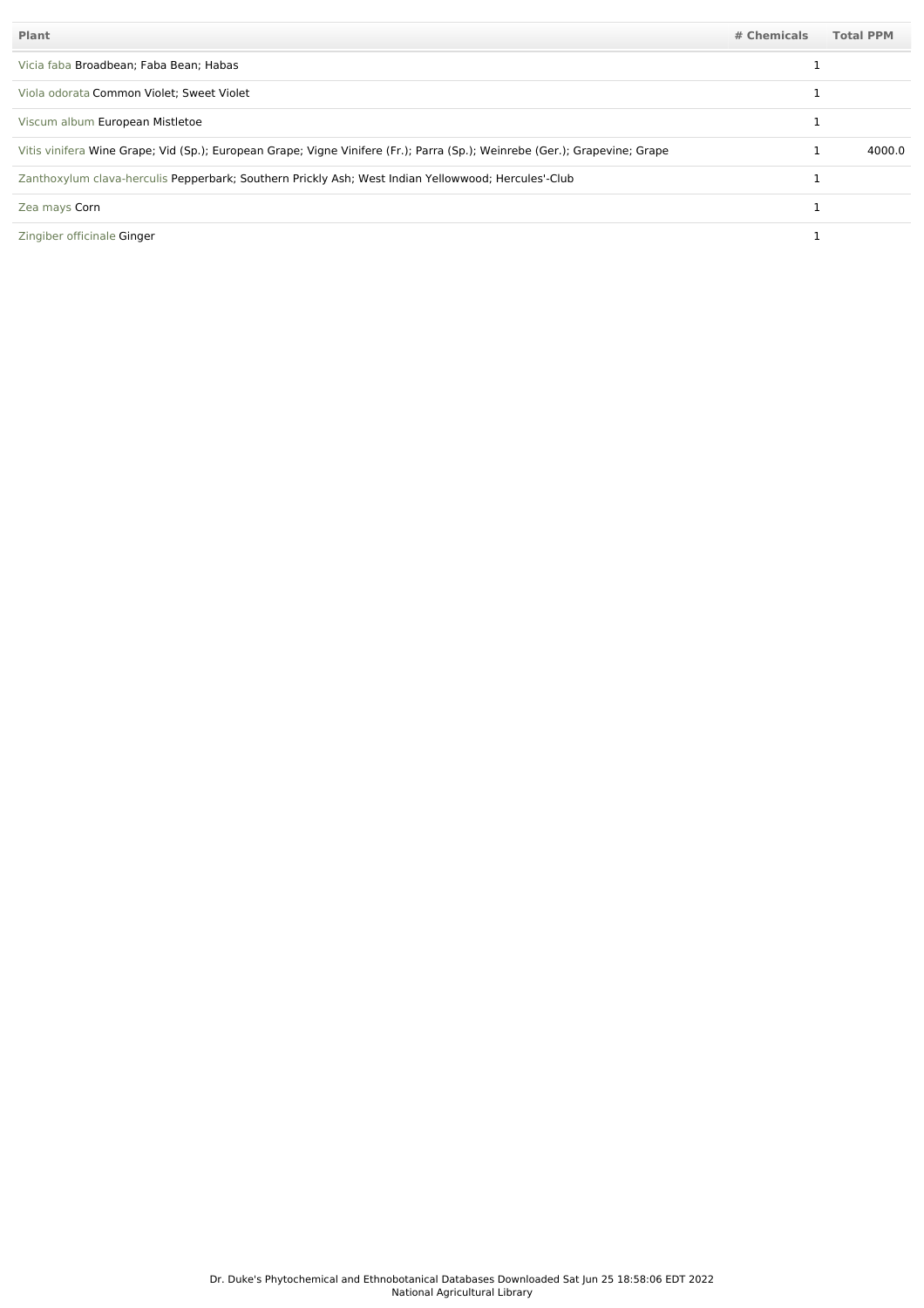| Plant | # Chemicals | Total PPM |
| --- | --- | --- |
| Vicia faba Broadbean; Faba Bean; Habas | 1 | |
| Viola odorata Common Violet; Sweet Violet | 1 | |
| Viscum album European Mistletoe | 1 | |
| Vitis vinifera Wine Grape; Vid (Sp.); European Grape; Vigne Vinifere (Fr.); Parra (Sp.); Weinrebe (Ger.); Grapevine; Grape | 1 | 4000.0 |
| Zanthoxylum clava-herculis Pepperbark; Southern Prickly Ash; West Indian Yellowwood; Hercules'-Club | 1 | |
| Zea mays Corn | 1 | |
| Zingiber officinale Ginger | 1 | |

Dr. Duke's Phytochemical and Ethnobotanical Databases Downloaded Sat Jun 25 18:58:06 EDT 2022
National Agricultural Library